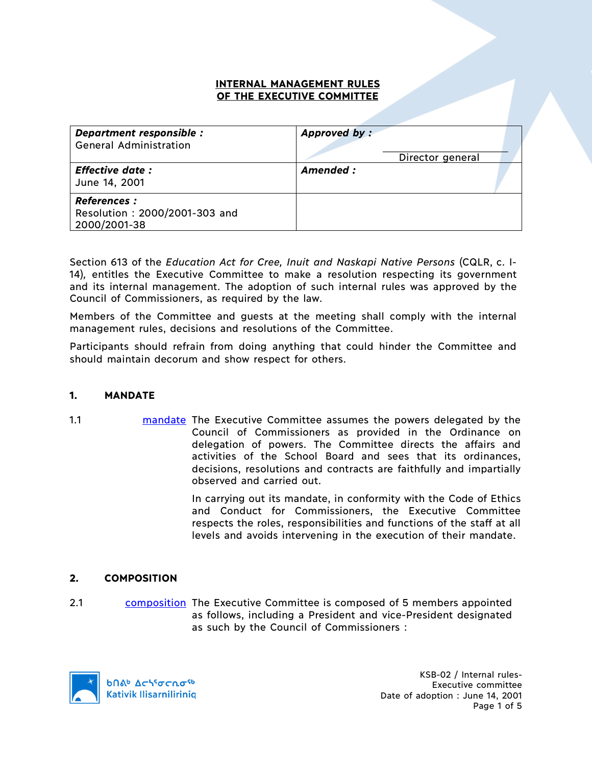# INTERNAL MANAGEMENT RULES OF THE EXECUTIVE COMMITTEE

| **Department responsible :** General Administration | **Approved by :** Director general |
|---|---|
| **Effective date :** June 14, 2001 | **Amended :** |
| **References :** Resolution : 2000/2001-303 and 2000/2001-38 | |

Section 613 of the *Education Act for Cree, Inuit and Naskapi Native Persons* (CQLR, c. I-14), entitles the Executive Committee to make a resolution respecting its government and its internal management. The adoption of such internal rules was approved by the Council of Commissioners, as required by the law.

Members of the Committee and guests at the meeting shall comply with the internal management rules, decisions and resolutions of the Committee.

Participants should refrain from doing anything that could hinder the Committee and should maintain decorum and show respect for others.

## 1. MANDATE

1.1 mandate The Executive Committee assumes the powers delegated by the Council of Commissioners as provided in the Ordinance on delegation of powers. The Committee directs the affairs and activities of the School Board and sees that its ordinances, decisions, resolutions and contracts are faithfully and impartially observed and carried out.

In carrying out its mandate, in conformity with the Code of Ethics and Conduct for Commissioners, the Executive Committee respects the roles, responsibilities and functions of the staff at all levels and avoids intervening in the execution of their mandate.

## 2. COMPOSITION

2.1 composition The Executive Committee is composed of 5 members appointed as follows, including a President and vice-President designated as such by the Council of Commissioners :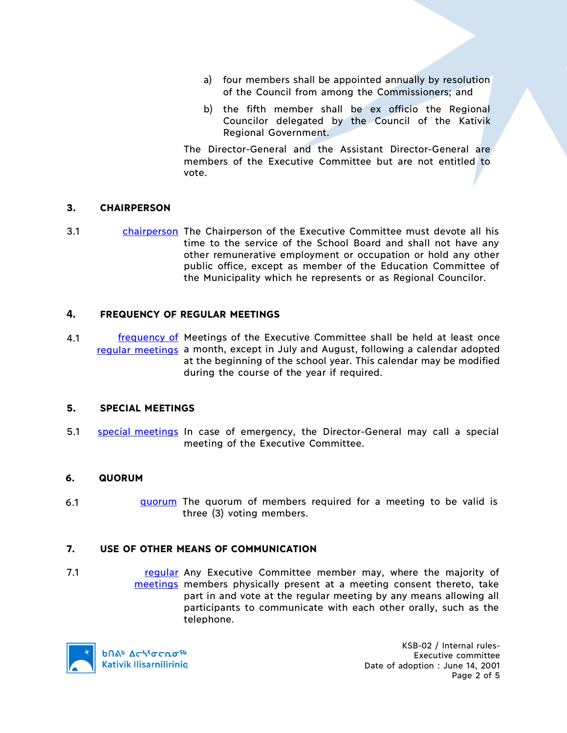a) four members shall be appointed annually by resolution of the Council from among the Commissioners; and

b) the fifth member shall be ex officio the Regional Councilor delegated by the Council of the Kativik Regional Government.

The Director-General and the Assistant Director-General are members of the Executive Committee but are not entitled to vote.

## 3. CHAIRPERSON

3.1 chairperson — The Chairperson of the Executive Committee must devote all his time to the service of the School Board and shall not have any other remunerative employment or occupation or hold any other public office, except as member of the Education Committee of the Municipality which he represents or as Regional Councilor.

## 4. FREQUENCY OF REGULAR MEETINGS

4.1 frequency of regular meetings — Meetings of the Executive Committee shall be held at least once a month, except in July and August, following a calendar adopted at the beginning of the school year. This calendar may be modified during the course of the year if required.

## 5. SPECIAL MEETINGS

5.1 special meetings — In case of emergency, the Director-General may call a special meeting of the Executive Committee.

## 6. QUORUM

6.1 quorum — The quorum of members required for a meeting to be valid is three (3) voting members.

## 7. USE OF OTHER MEANS OF COMMUNICATION

7.1 regular meetings — Any Executive Committee member may, where the majority of members physically present at a meeting consent thereto, take part in and vote at the regular meeting by any means allowing all participants to communicate with each other orally, such as the telephone.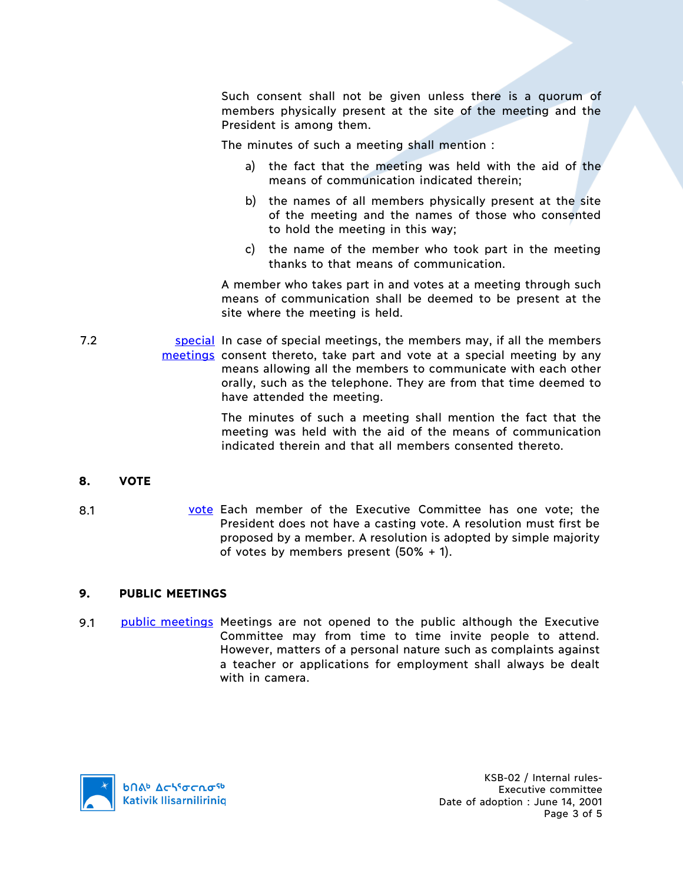Such consent shall not be given unless there is a quorum of members physically present at the site of the meeting and the President is among them.

The minutes of such a meeting shall mention :

a) the fact that the meeting was held with the aid of the means of communication indicated therein;

b) the names of all members physically present at the site of the meeting and the names of those who consented to hold the meeting in this way;

c) the name of the member who took part in the meeting thanks to that means of communication.

A member who takes part in and votes at a meeting through such means of communication shall be deemed to be present at the site where the meeting is held.

7.2 special meetings — In case of special meetings, the members may, if all the members consent thereto, take part and vote at a special meeting by any means allowing all the members to communicate with each other orally, such as the telephone. They are from that time deemed to have attended the meeting.

The minutes of such a meeting shall mention the fact that the meeting was held with the aid of the means of communication indicated therein and that all members consented thereto.

## 8. VOTE

8.1 vote — Each member of the Executive Committee has one vote; the President does not have a casting vote. A resolution must first be proposed by a member. A resolution is adopted by simple majority of votes by members present (50% + 1).

## 9. PUBLIC MEETINGS

9.1 public meetings — Meetings are not opened to the public although the Executive Committee may from time to time invite people to attend. However, matters of a personal nature such as complaints against a teacher or applications for employment shall always be dealt with in camera.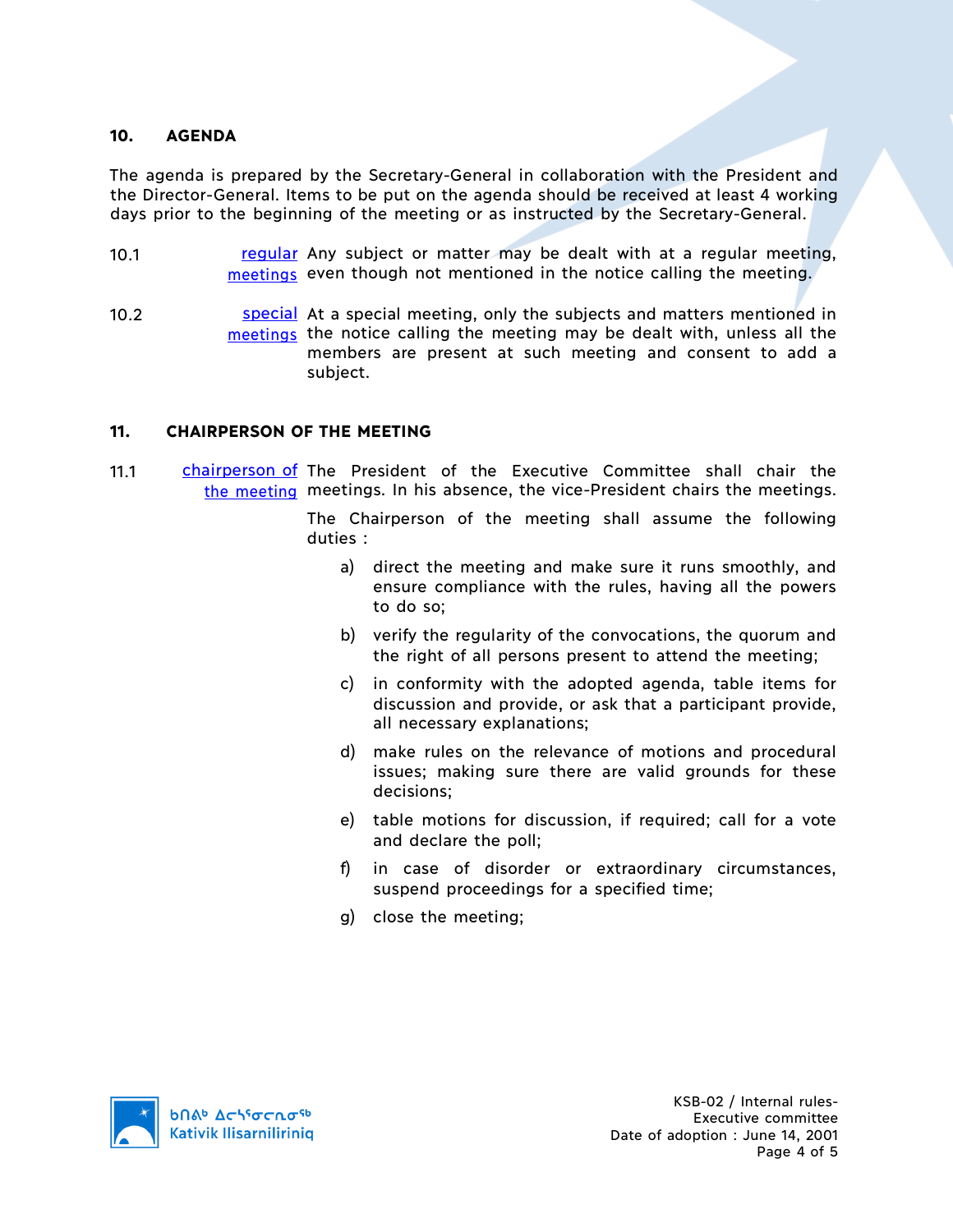## 10. AGENDA

The agenda is prepared by the Secretary-General in collaboration with the President and the Director-General. Items to be put on the agenda should be received at least 4 working days prior to the beginning of the meeting or as instructed by the Secretary-General.

10.1 regular meetings — Any subject or matter may be dealt with at a regular meeting, even though not mentioned in the notice calling the meeting.

10.2 special meetings — At a special meeting, only the subjects and matters mentioned in the notice calling the meeting may be dealt with, unless all the members are present at such meeting and consent to add a subject.

## 11. CHAIRPERSON OF THE MEETING

11.1 chairperson of the meeting — The President of the Executive Committee shall chair the meetings. In his absence, the vice-President chairs the meetings.

The Chairperson of the meeting shall assume the following duties :

a) direct the meeting and make sure it runs smoothly, and ensure compliance with the rules, having all the powers to do so;

b) verify the regularity of the convocations, the quorum and the right of all persons present to attend the meeting;

c) in conformity with the adopted agenda, table items for discussion and provide, or ask that a participant provide, all necessary explanations;

d) make rules on the relevance of motions and procedural issues; making sure there are valid grounds for these decisions;

e) table motions for discussion, if required; call for a vote and declare the poll;

f) in case of disorder or extraordinary circumstances, suspend proceedings for a specified time;

g) close the meeting;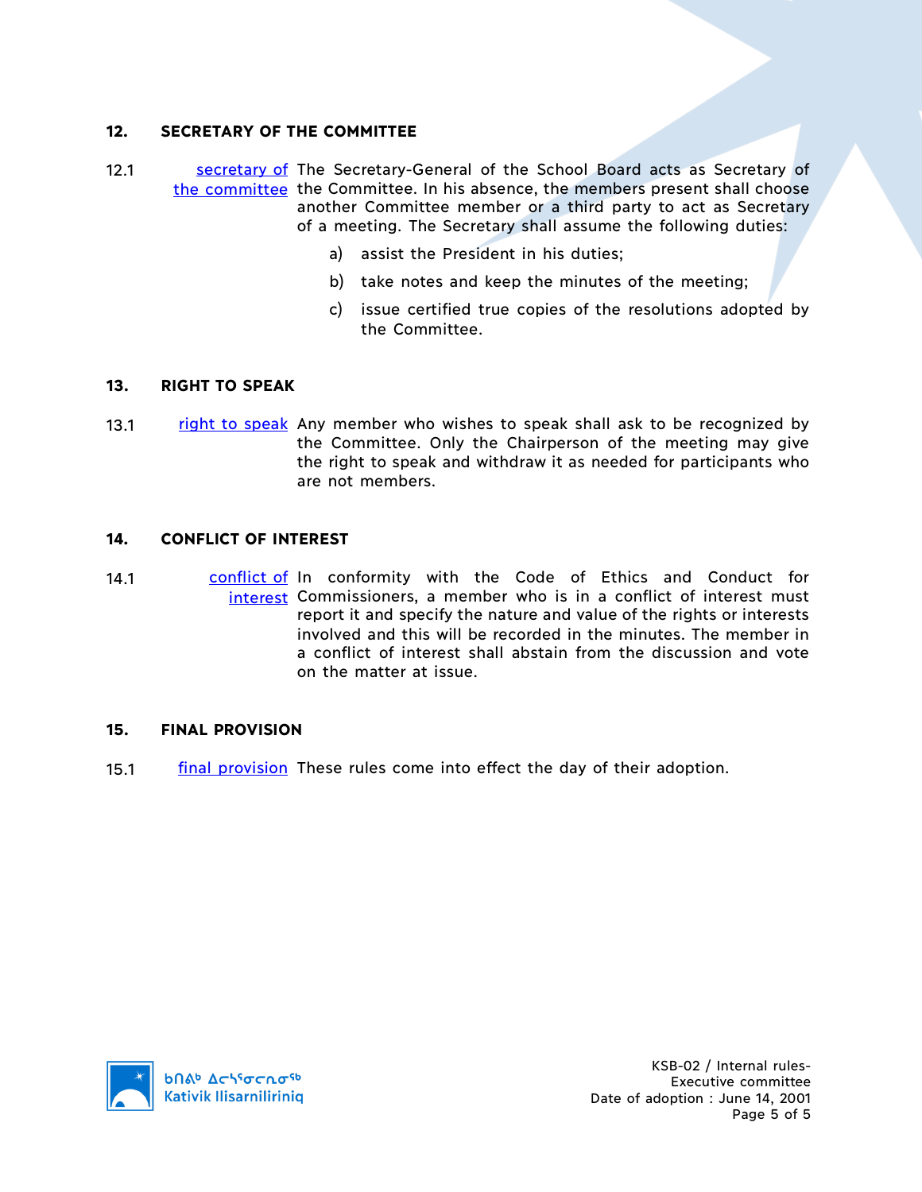## 12. SECRETARY OF THE COMMITTEE

12.1 secretary of the committee — The Secretary-General of the School Board acts as Secretary of the Committee. In his absence, the members present shall choose another Committee member or a third party to act as Secretary of a meeting. The Secretary shall assume the following duties:

a) assist the President in his duties;

b) take notes and keep the minutes of the meeting;

c) issue certified true copies of the resolutions adopted by the Committee.

## 13. RIGHT TO SPEAK

13.1 right to speak — Any member who wishes to speak shall ask to be recognized by the Committee. Only the Chairperson of the meeting may give the right to speak and withdraw it as needed for participants who are not members.

## 14. CONFLICT OF INTEREST

14.1 conflict of interest — In conformity with the Code of Ethics and Conduct for Commissioners, a member who is in a conflict of interest must report it and specify the nature and value of the rights or interests involved and this will be recorded in the minutes. The member in a conflict of interest shall abstain from the discussion and vote on the matter at issue.

## 15. FINAL PROVISION

15.1 final provision — These rules come into effect the day of their adoption.